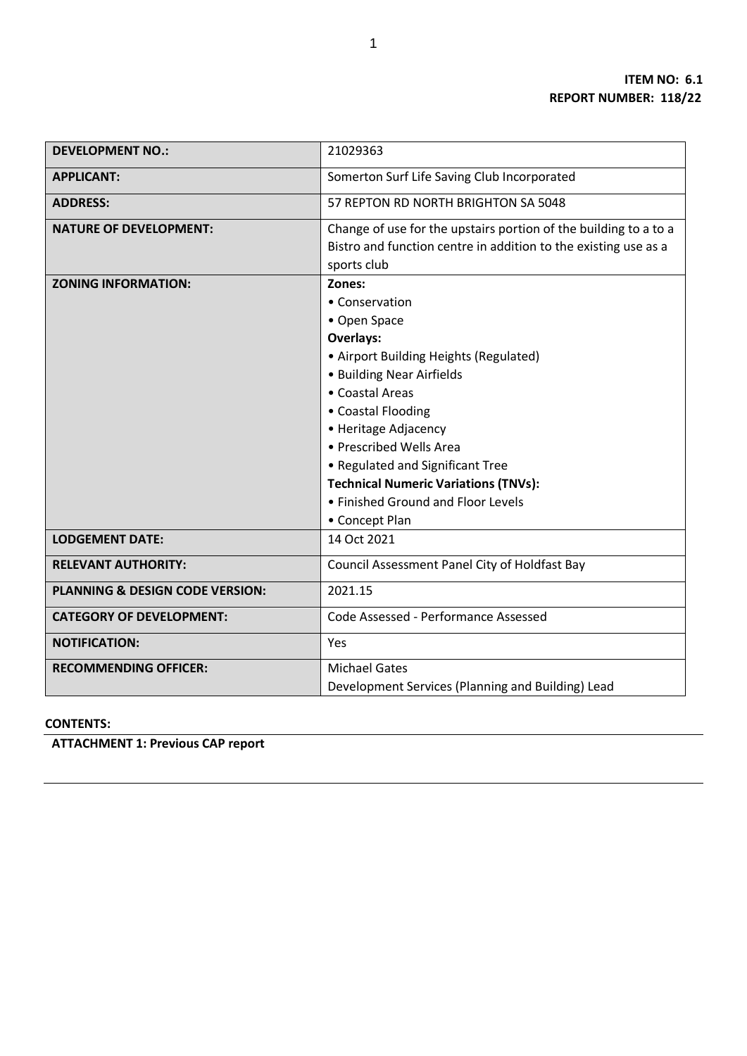**ITEM NO: 6.1**
**REPORT NUMBER: 118/22**

| | |
|---|---|
| **DEVELOPMENT NO.:** | 21029363 |
| **APPLICANT:** | Somerton Surf Life Saving Club Incorporated |
| **ADDRESS:** | 57 REPTON RD NORTH BRIGHTON SA 5048 |
| **NATURE OF DEVELOPMENT:** | Change of use for the upstairs portion of the building to a to a Bistro and function centre in addition to the existing use as a sports club |
| **ZONING INFORMATION:** | **Zones:**<br>• Conservation<br>• Open Space<br>**Overlays:**<br>• Airport Building Heights (Regulated)<br>• Building Near Airfields<br>• Coastal Areas<br>• Coastal Flooding<br>• Heritage Adjacency<br>• Prescribed Wells Area<br>• Regulated and Significant Tree<br>**Technical Numeric Variations (TNVs):**<br>• Finished Ground and Floor Levels<br>• Concept Plan |
| **LODGEMENT DATE:** | 14 Oct 2021 |
| **RELEVANT AUTHORITY:** | Council Assessment Panel City of Holdfast Bay |
| **PLANNING & DESIGN CODE VERSION:** | 2021.15 |
| **CATEGORY OF DEVELOPMENT:** | Code Assessed - Performance Assessed |
| **NOTIFICATION:** | Yes |
| **RECOMMENDING OFFICER:** | Michael Gates<br>Development Services (Planning and Building) Lead |

**CONTENTS:**

**ATTACHMENT 1: Previous CAP report**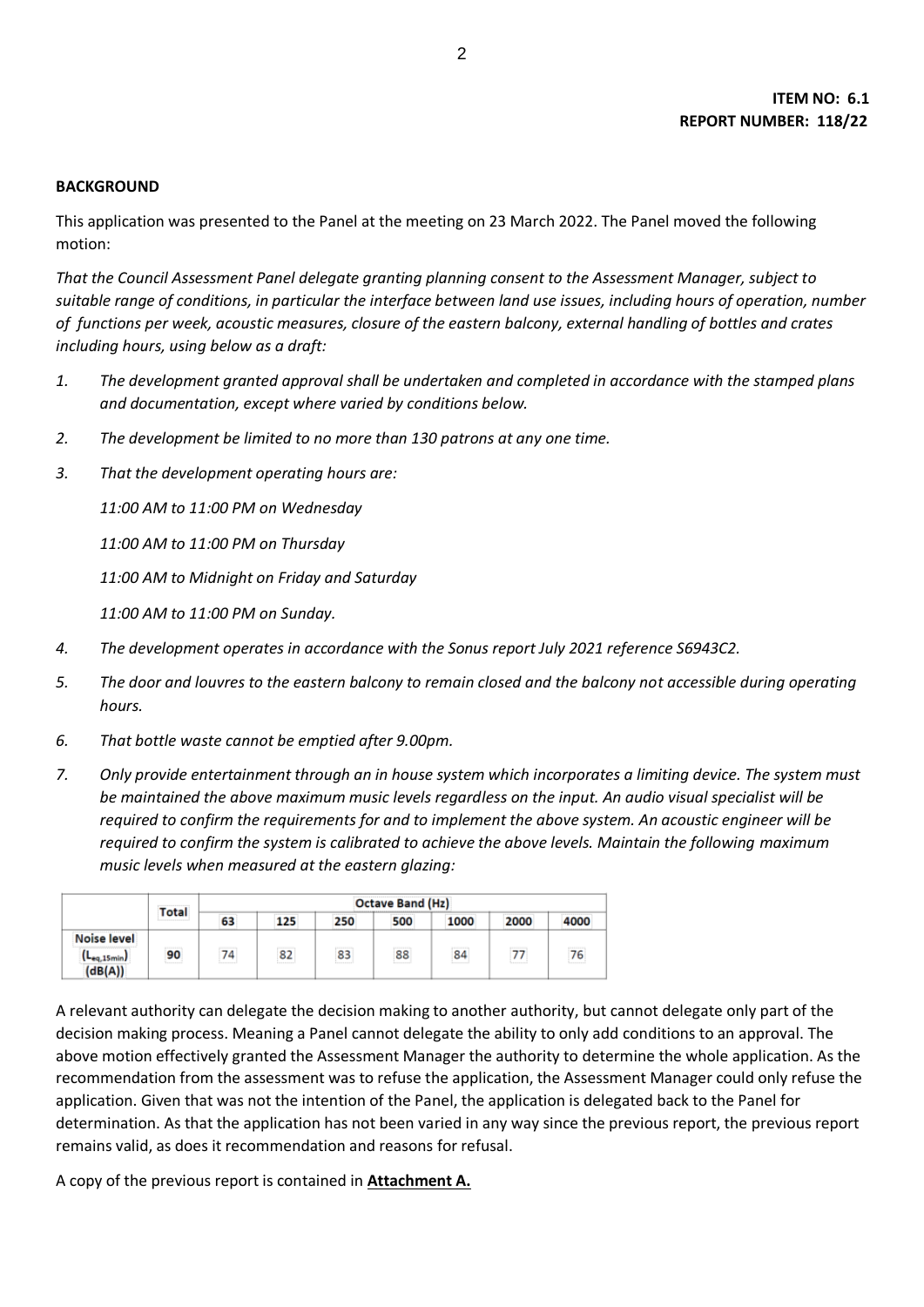**ITEM NO: 6.1**
**REPORT NUMBER: 118/22**

**BACKGROUND**

This application was presented to the Panel at the meeting on 23 March 2022. The Panel moved the following motion:

*That the Council Assessment Panel delegate granting planning consent to the Assessment Manager, subject to suitable range of conditions, in particular the interface between land use issues, including hours of operation, number of functions per week, acoustic measures, closure of the eastern balcony, external handling of bottles and crates including hours, using below as a draft:*

1. *The development granted approval shall be undertaken and completed in accordance with the stamped plans and documentation, except where varied by conditions below.*
2. *The development be limited to no more than 130 patrons at any one time.*
3. *That the development operating hours are:*

   *11:00 AM to 11:00 PM on Wednesday*

   *11:00 AM to 11:00 PM on Thursday*

   *11:00 AM to Midnight on Friday and Saturday*

   *11:00 AM to 11:00 PM on Sunday.*
4. *The development operates in accordance with the Sonus report July 2021 reference S6943C2.*
5. *The door and louvres to the eastern balcony to remain closed and the balcony not accessible during operating hours.*
6. *That bottle waste cannot be emptied after 9.00pm.*
7. *Only provide entertainment through an in house system which incorporates a limiting device. The system must be maintained the above maximum music levels regardless on the input. An audio visual specialist will be required to confirm the requirements for and to implement the above system. An acoustic engineer will be required to confirm the system is calibrated to achieve the above levels. Maintain the following maximum music levels when measured at the eastern glazing:*

| | Total | Octave Band (Hz) | | | | | | |
|---|---|---|---|---|---|---|---|---|
| | | 63 | 125 | 250 | 500 | 1000 | 2000 | 4000 |
| Noise level ($L_{eq,15min}$) (dB(A)) | 90 | 74 | 82 | 83 | 88 | 84 | 77 | 76 |

A relevant authority can delegate the decision making to another authority, but cannot delegate only part of the decision making process. Meaning a Panel cannot delegate the ability to only add conditions to an approval. The above motion effectively granted the Assessment Manager the authority to determine the whole application. As the recommendation from the assessment was to refuse the application, the Assessment Manager could only refuse the application. Given that was not the intention of the Panel, the application is delegated back to the Panel for determination. As that the application has not been varied in any way since the previous report, the previous report remains valid, as does it recommendation and reasons for refusal.

A copy of the previous report is contained in **Attachment A.**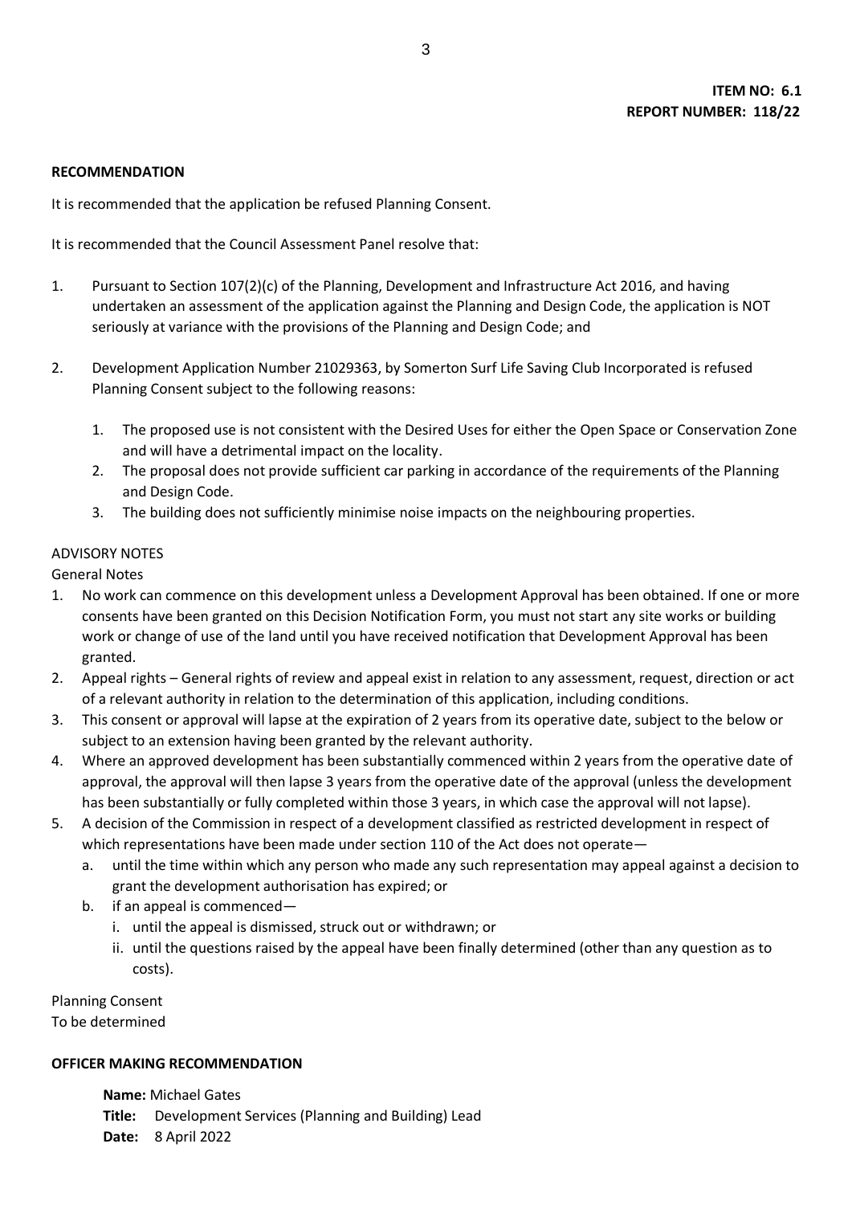**ITEM NO: 6.1**
**REPORT NUMBER: 118/22**

**RECOMMENDATION**

It is recommended that the application be refused Planning Consent.

It is recommended that the Council Assessment Panel resolve that:

1. Pursuant to Section 107(2)(c) of the Planning, Development and Infrastructure Act 2016, and having undertaken an assessment of the application against the Planning and Design Code, the application is NOT seriously at variance with the provisions of the Planning and Design Code; and

2. Development Application Number 21029363, by Somerton Surf Life Saving Club Incorporated is refused Planning Consent subject to the following reasons:

   1. The proposed use is not consistent with the Desired Uses for either the Open Space or Conservation Zone and will have a detrimental impact on the locality.
   2. The proposal does not provide sufficient car parking in accordance of the requirements of the Planning and Design Code.
   3. The building does not sufficiently minimise noise impacts on the neighbouring properties.

ADVISORY NOTES

General Notes

1. No work can commence on this development unless a Development Approval has been obtained. If one or more consents have been granted on this Decision Notification Form, you must not start any site works or building work or change of use of the land until you have received notification that Development Approval has been granted.
2. Appeal rights – General rights of review and appeal exist in relation to any assessment, request, direction or act of a relevant authority in relation to the determination of this application, including conditions.
3. This consent or approval will lapse at the expiration of 2 years from its operative date, subject to the below or subject to an extension having been granted by the relevant authority.
4. Where an approved development has been substantially commenced within 2 years from the operative date of approval, the approval will then lapse 3 years from the operative date of the approval (unless the development has been substantially or fully completed within those 3 years, in which case the approval will not lapse).
5. A decision of the Commission in respect of a development classified as restricted development in respect of which representations have been made under section 110 of the Act does not operate—
   a. until the time within which any person who made any such representation may appeal against a decision to grant the development authorisation has expired; or
   b. if an appeal is commenced—
      i. until the appeal is dismissed, struck out or withdrawn; or
      ii. until the questions raised by the appeal have been finally determined (other than any question as to costs).

Planning Consent
To be determined

**OFFICER MAKING RECOMMENDATION**

**Name:** Michael Gates
**Title:** Development Services (Planning and Building) Lead
**Date:** 8 April 2022